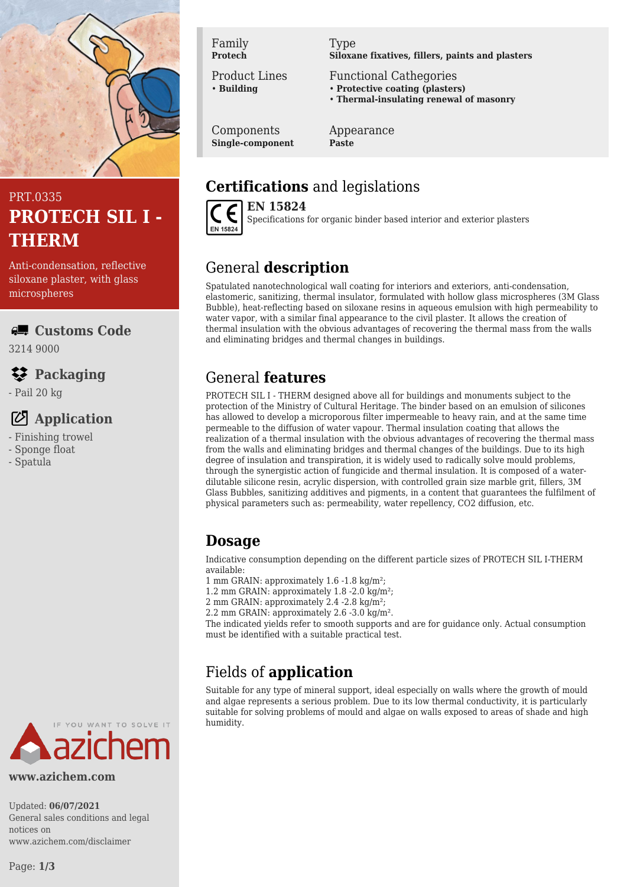PRT.0335

# PROTECH SIL I - THERM

Anti-condensation, reflective siloxane plaster, with glass microspheres

## Customs Code

3214 9000

## Packaging

- Pail 20 kg

## Application

- Finishing trowel
- Sponge float
- Spatula

| Family | Type |
| --- | --- |
| **Protech** | **Siloxane fixatives, fillers, paints and plasters** |
| Product Lines | Functional Cathegories |
| • **Building** | • **Protective coating (plasters)**<br>• **Thermal-insulating renewal of masonry** |
| Components | Appearance |
| **Single-component** | **Paste** |

## Certifications and legislations

**EN 15824**
Specifications for organic binder based interior and exterior plasters

## General description

Spatulated nanotechnological wall coating for interiors and exteriors, anti-condensation, elastomeric, sanitizing, thermal insulator, formulated with hollow glass microspheres (3M Glass Bubble), heat-reflecting based on siloxane resins in aqueous emulsion with high permeability to water vapor, with a similar final appearance to the civil plaster. It allows the creation of thermal insulation with the obvious advantages of recovering the thermal mass from the walls and eliminating bridges and thermal changes in buildings.

## General features

PROTECH SIL I - THERM designed above all for buildings and monuments subject to the protection of the Ministry of Cultural Heritage. The binder based on an emulsion of silicones has allowed to develop a microporous filter impermeable to heavy rain, and at the same time permeable to the diffusion of water vapour. Thermal insulation coating that allows the realization of a thermal insulation with the obvious advantages of recovering the thermal mass from the walls and eliminating bridges and thermal changes of the buildings. Due to its high degree of insulation and transpiration, it is widely used to radically solve mould problems, through the synergistic action of fungicide and thermal insulation. It is composed of a water-dilutable silicone resin, acrylic dispersion, with controlled grain size marble grit, fillers, 3M Glass Bubbles, sanitizing additives and pigments, in a content that guarantees the fulfilment of physical parameters such as: permeability, water repellency, $CO_2$ diffusion, etc.

## Dosage

Indicative consumption depending on the different particle sizes of PROTECH SIL I-THERM available:
1 mm GRAIN: approximately 1.6 -1.8 kg/m²;
1.2 mm GRAIN: approximately 1.8 -2.0 kg/m²;
2 mm GRAIN: approximately 2.4 -2.8 kg/m²;
2.2 mm GRAIN: approximately 2.6 -3.0 kg/m².
The indicated yields refer to smooth supports and are for guidance only. Actual consumption must be identified with a suitable practical test.

## Fields of application

Suitable for any type of mineral support, ideal especially on walls where the growth of mould and algae represents a serious problem. Due to its low thermal conductivity, it is particularly suitable for solving problems of mould and algae on walls exposed to areas of shade and high humidity.

www.azichem.com

Updated: **06/07/2021**
General sales conditions and legal notices on www.azichem.com/disclaimer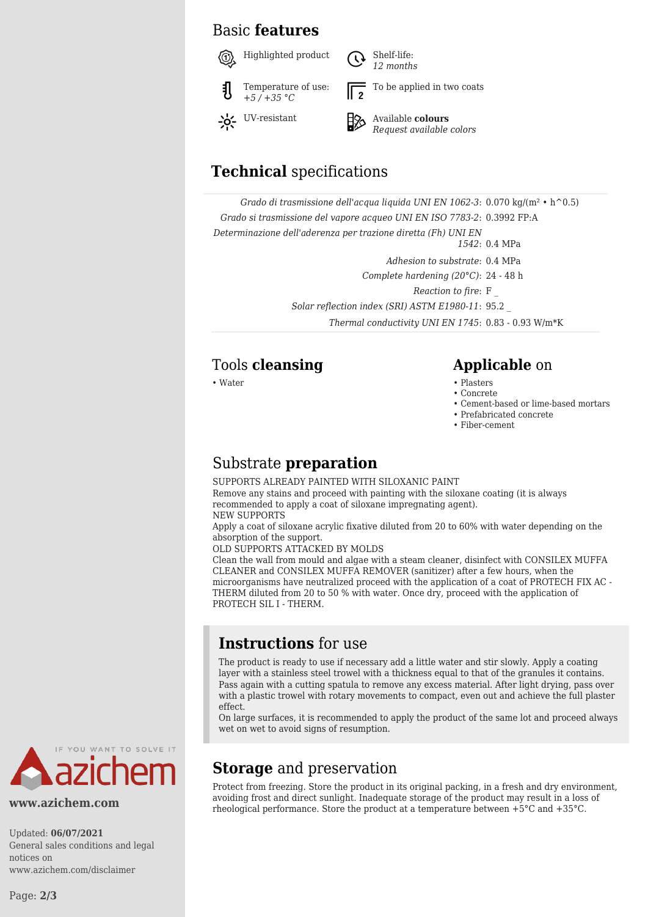## Basic **features**

- Highlighted product
- Shelf-life: *12 months*
- Temperature of use: *+5 / +35 °C*
- To be applied in two coats
- UV-resistant
- Available **colours** *Request available colors*

## **Technical** specifications

| | |
|---|---|
| *Grado di trasmissione dell'acqua liquida UNI EN 1062-3*: | 0.070 kg/(m² • h^0.5) |
| *Grado si trasmissione del vapore acqueo UNI EN ISO 7783-2*: | 0.3992 FP:A |
| *Determinazione dell'aderenza per trazione diretta (Fh) UNI EN 1542*: | 0.4 MPa |
| *Adhesion to substrate*: | 0.4 MPa |
| *Complete hardening (20°C)*: | 24 - 48 h |
| *Reaction to fire*: | F _ |
| *Solar reflection index (SRI) ASTM E1980-11*: | 95.2 _ |
| *Thermal conductivity UNI EN 1745*: | 0.83 - 0.93 W/m*K |

## Tools **cleansing**

- Water

## **Applicable** on

- Plasters
- Concrete
- Cement-based or lime-based mortars
- Prefabricated concrete
- Fiber-cement

## Substrate **preparation**

SUPPORTS ALREADY PAINTED WITH SILOXANIC PAINT
Remove any stains and proceed with painting with the siloxane coating (it is always recommended to apply a coat of siloxane impregnating agent).
NEW SUPPORTS
Apply a coat of siloxane acrylic fixative diluted from 20 to 60% with water depending on the absorption of the support.
OLD SUPPORTS ATTACKED BY MOLDS
Clean the wall from mould and algae with a steam cleaner, disinfect with CONSILEX MUFFA CLEANER and CONSILEX MUFFA REMOVER (sanitizer) after a few hours, when the microorganisms have neutralized proceed with the application of a coat of PROTECH FIX AC - THERM diluted from 20 to 50 % with water. Once dry, proceed with the application of PROTECH SIL I - THERM.

## **Instructions** for use

The product is ready to use if necessary add a little water and stir slowly. Apply a coating layer with a stainless steel trowel with a thickness equal to that of the granules it contains. Pass again with a cutting spatula to remove any excess material. After light drying, pass over with a plastic trowel with rotary movements to compact, even out and achieve the full plaster effect.
On large surfaces, it is recommended to apply the product of the same lot and proceed always wet on wet to avoid signs of resumption.

## **Storage** and preservation

Protect from freezing. Store the product in its original packing, in a fresh and dry environment, avoiding frost and direct sunlight. Inadequate storage of the product may result in a loss of rheological performance. Store the product at a temperature between +5°C and +35°C.

IF YOU WANT TO SOLVE IT azichem

**www.azichem.com**

Updated: **06/07/2021**
General sales conditions and legal notices on www.azichem.com/disclaimer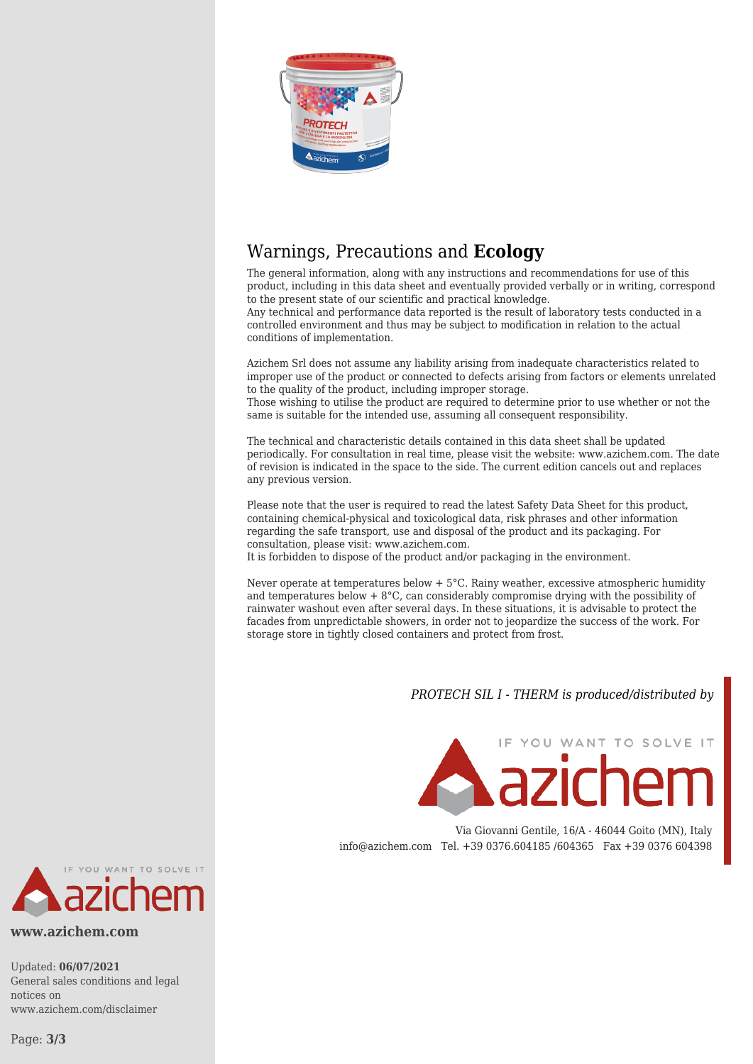## Warnings, Precautions and **Ecology**

The general information, along with any instructions and recommendations for use of this product, including in this data sheet and eventually provided verbally or in writing, correspond to the present state of our scientific and practical knowledge.
Any technical and performance data reported is the result of laboratory tests conducted in a controlled environment and thus may be subject to modification in relation to the actual conditions of implementation.

Azichem Srl does not assume any liability arising from inadequate characteristics related to improper use of the product or connected to defects arising from factors or elements unrelated to the quality of the product, including improper storage.
Those wishing to utilise the product are required to determine prior to use whether or not the same is suitable for the intended use, assuming all consequent responsibility.

The technical and characteristic details contained in this data sheet shall be updated periodically. For consultation in real time, please visit the website: www.azichem.com. The date of revision is indicated in the space to the side. The current edition cancels out and replaces any previous version.

Please note that the user is required to read the latest Safety Data Sheet for this product, containing chemical-physical and toxicological data, risk phrases and other information regarding the safe transport, use and disposal of the product and its packaging. For consultation, please visit: www.azichem.com.
It is forbidden to dispose of the product and/or packaging in the environment.

Never operate at temperatures below + 5°C. Rainy weather, excessive atmospheric humidity and temperatures below + 8°C, can considerably compromise drying with the possibility of rainwater washout even after several days. In these situations, it is advisable to protect the facades from unpredictable showers, in order not to jeopardize the success of the work. For storage store in tightly closed containers and protect from frost.

*PROTECH SIL I - THERM is produced/distributed by*

IF YOU WANT TO SOLVE IT
azichem

Via Giovanni Gentile, 16/A - 46044 Goito (MN), Italy
info@azichem.com Tel. +39 0376.604185 /604365 Fax +39 0376 604398

IF YOU WANT TO SOLVE IT
azichem

**www.azichem.com**

Updated: **06/07/2021**
General sales conditions and legal notices on www.azichem.com/disclaimer